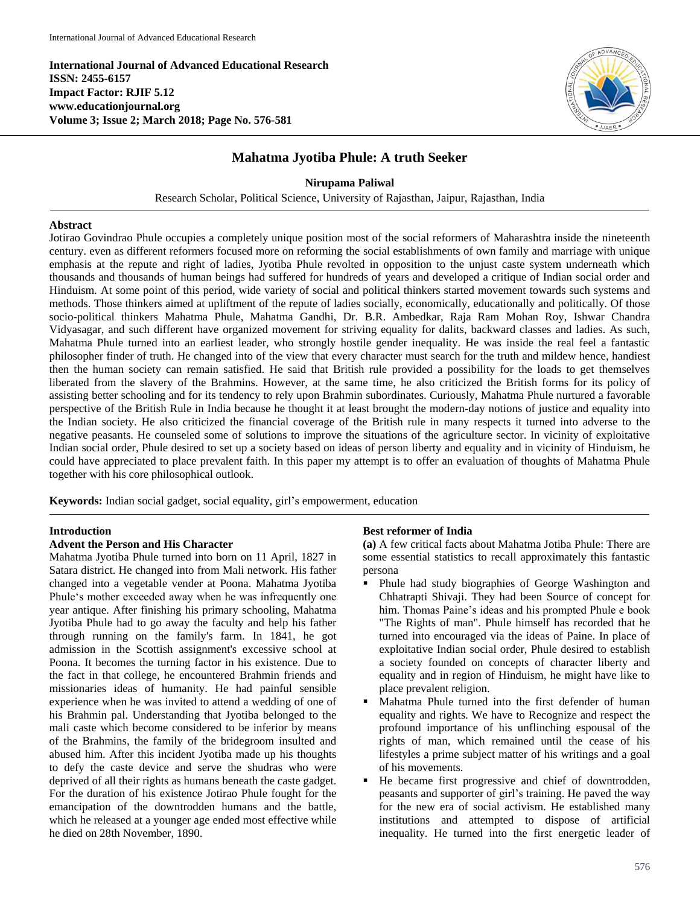**International Journal of Advanced Educational Research**
**ISSN: 2455-6157**
**Impact Factor: RJIF 5.12**
**www.educationjournal.org**
**Volume 3; Issue 2; March 2018; Page No. 576-581**

# Mahatma Jyotiba Phule: A truth Seeker

**Nirupama Paliwal**

Research Scholar, Political Science, University of Rajasthan, Jaipur, Rajasthan, India

## Abstract

Jotirao Govindrao Phule occupies a completely unique position most of the social reformers of Maharashtra inside the nineteenth century. even as different reformers focused more on reforming the social establishments of own family and marriage with unique emphasis at the repute and right of ladies, Jyotiba Phule revolted in opposition to the unjust caste system underneath which thousands and thousands of human beings had suffered for hundreds of years and developed a critique of Indian social order and Hinduism. At some point of this period, wide variety of social and political thinkers started movement towards such systems and methods. Those thinkers aimed at upliftment of the repute of ladies socially, economically, educationally and politically. Of those socio-political thinkers Mahatma Phule, Mahatma Gandhi, Dr. B.R. Ambedkar, Raja Ram Mohan Roy, Ishwar Chandra Vidyasagar, and such different have organized movement for striving equality for dalits, backward classes and ladies. As such, Mahatma Phule turned into an earliest leader, who strongly hostile gender inequality. He was inside the real feel a fantastic philosopher finder of truth. He changed into of the view that every character must search for the truth and mildew hence, handiest then the human society can remain satisfied. He said that British rule provided a possibility for the loads to get themselves liberated from the slavery of the Brahmins. However, at the same time, he also criticized the British forms for its policy of assisting better schooling and for its tendency to rely upon Brahmin subordinates. Curiously, Mahatma Phule nurtured a favorable perspective of the British Rule in India because he thought it at least brought the modern-day notions of justice and equality into the Indian society. He also criticized the financial coverage of the British rule in many respects it turned into adverse to the negative peasants. He counseled some of solutions to improve the situations of the agriculture sector. In vicinity of exploitative Indian social order, Phule desired to set up a society based on ideas of person liberty and equality and in vicinity of Hinduism, he could have appreciated to place prevalent faith. In this paper my attempt is to offer an evaluation of thoughts of Mahatma Phule together with his core philosophical outlook.

**Keywords:** Indian social gadget, social equality, girl's empowerment, education

## Introduction

### Advent the Person and His Character

Mahatma Jyotiba Phule turned into born on 11 April, 1827 in Satara district. He changed into from Mali network. His father changed into a vegetable vender at Poona. Mahatma Jyotiba Phule's mother exceeded away when he was infrequently one year antique. After finishing his primary schooling, Mahatma Jyotiba Phule had to go away the faculty and help his father through running on the family's farm. In 1841, he got admission in the Scottish assignment's excessive school at Poona. It becomes the turning factor in his existence. Due to the fact in that college, he encountered Brahmin friends and missionaries ideas of humanity. He had painful sensible experience when he was invited to attend a wedding of one of his Brahmin pal. Understanding that Jyotiba belonged to the mali caste which become considered to be inferior by means of the Brahmins, the family of the bridegroom insulted and abused him. After this incident Jyotiba made up his thoughts to defy the caste device and serve the shudras who were deprived of all their rights as humans beneath the caste gadget. For the duration of his existence Jotirao Phule fought for the emancipation of the downtrodden humans and the battle, which he released at a younger age ended most effective while he died on 28th November, 1890.

### Best reformer of India

**(a)** A few critical facts about Mahatma Jotiba Phule: There are some essential statistics to recall approximately this fantastic persona

- Phule had study biographies of George Washington and Chhatrapti Shivaji. They had been Source of concept for him. Thomas Paine's ideas and his prompted Phule e book "The Rights of man". Phule himself has recorded that he turned into encouraged via the ideas of Paine. In place of exploitative Indian social order, Phule desired to establish a society founded on concepts of character liberty and equality and in region of Hinduism, he might have like to place prevalent religion.
- Mahatma Phule turned into the first defender of human equality and rights. We have to Recognize and respect the profound importance of his unflinching espousal of the rights of man, which remained until the cease of his lifestyles a prime subject matter of his writings and a goal of his movements.
- He became first progressive and chief of downtrodden, peasants and supporter of girl's training. He paved the way for the new era of social activism. He established many institutions and attempted to dispose of artificial inequality. He turned into the first energetic leader of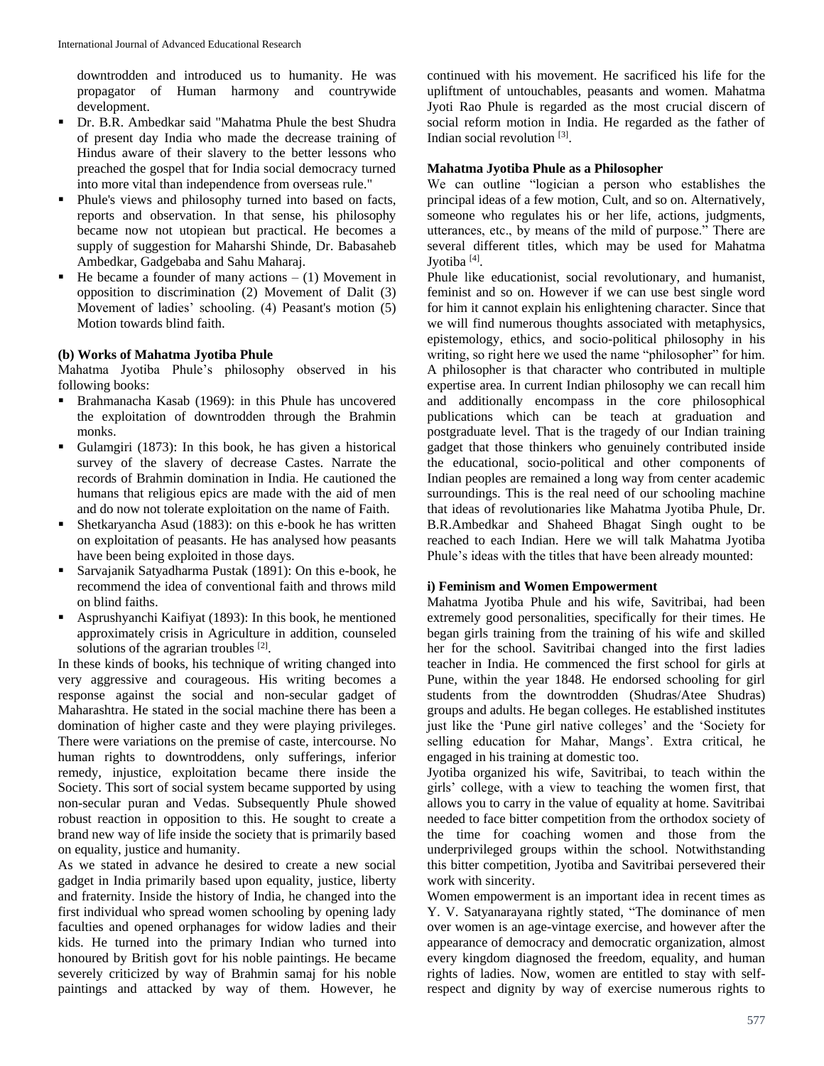downtrodden and introduced us to humanity. He was propagator of Human harmony and countrywide development.

- Dr. B.R. Ambedkar said "Mahatma Phule the best Shudra of present day India who made the decrease training of Hindus aware of their slavery to the better lessons who preached the gospel that for India social democracy turned into more vital than independence from overseas rule."
- Phule's views and philosophy turned into based on facts, reports and observation. In that sense, his philosophy became now not utopiean but practical. He becomes a supply of suggestion for Maharshi Shinde, Dr. Babasaheb Ambedkar, Gadgebaba and Sahu Maharaj.
- He became a founder of many actions – (1) Movement in opposition to discrimination (2) Movement of Dalit (3) Movement of ladies' schooling. (4) Peasant's motion (5) Motion towards blind faith.

**(b) Works of Mahatma Jyotiba Phule**

Mahatma Jyotiba Phule's philosophy observed in his following books:

- Brahmanacha Kasab (1969): in this Phule has uncovered the exploitation of downtrodden through the Brahmin monks.
- Gulamgiri (1873): In this book, he has given a historical survey of the slavery of decrease Castes. Narrate the records of Brahmin domination in India. He cautioned the humans that religious epics are made with the aid of men and do now not tolerate exploitation on the name of Faith.
- Shetkaryancha Asud (1883): on this e-book he has written on exploitation of peasants. He has analysed how peasants have been being exploited in those days.
- Sarvajanik Satyadharma Pustak (1891): On this e-book, he recommend the idea of conventional faith and throws mild on blind faiths.
- Asprushyanchi Kaifiyat (1893): In this book, he mentioned approximately crisis in Agriculture in addition, counseled solutions of the agrarian troubles [2].

In these kinds of books, his technique of writing changed into very aggressive and courageous. His writing becomes a response against the social and non-secular gadget of Maharashtra. He stated in the social machine there has been a domination of higher caste and they were playing privileges. There were variations on the premise of caste, intercourse. No human rights to downtroddens, only sufferings, inferior remedy, injustice, exploitation became there inside the Society. This sort of social system became supported by using non-secular puran and Vedas. Subsequently Phule showed robust reaction in opposition to this. He sought to create a brand new way of life inside the society that is primarily based on equality, justice and humanity.

As we stated in advance he desired to create a new social gadget in India primarily based upon equality, justice, liberty and fraternity. Inside the history of India, he changed into the first individual who spread women schooling by opening lady faculties and opened orphanages for widow ladies and their kids. He turned into the primary Indian who turned into honoured by British govt for his noble paintings. He became severely criticized by way of Brahmin samaj for his noble paintings and attacked by way of them. However, he continued with his movement. He sacrificed his life for the upliftment of untouchables, peasants and women. Mahatma Jyoti Rao Phule is regarded as the most crucial discern of social reform motion in India. He regarded as the father of Indian social revolution [3].

**Mahatma Jyotiba Phule as a Philosopher**

We can outline "logician a person who establishes the principal ideas of a few motion, Cult, and so on. Alternatively, someone who regulates his or her life, actions, judgments, utterances, etc., by means of the mild of purpose." There are several different titles, which may be used for Mahatma Jyotiba [4].

Phule like educationist, social revolutionary, and humanist, feminist and so on. However if we can use best single word for him it cannot explain his enlightening character. Since that we will find numerous thoughts associated with metaphysics, epistemology, ethics, and socio-political philosophy in his writing, so right here we used the name "philosopher" for him. A philosopher is that character who contributed in multiple expertise area. In current Indian philosophy we can recall him and additionally encompass in the core philosophical publications which can be teach at graduation and postgraduate level. That is the tragedy of our Indian training gadget that those thinkers who genuinely contributed inside the educational, socio-political and other components of Indian peoples are remained a long way from center academic surroundings. This is the real need of our schooling machine that ideas of revolutionaries like Mahatma Jyotiba Phule, Dr. B.R.Ambedkar and Shaheed Bhagat Singh ought to be reached to each Indian. Here we will talk Mahatma Jyotiba Phule's ideas with the titles that have been already mounted:

**i) Feminism and Women Empowerment**

Mahatma Jyotiba Phule and his wife, Savitribai, had been extremely good personalities, specifically for their times. He began girls training from the training of his wife and skilled her for the school. Savitribai changed into the first ladies teacher in India. He commenced the first school for girls at Pune, within the year 1848. He endorsed schooling for girl students from the downtrodden (Shudras/Atee Shudras) groups and adults. He began colleges. He established institutes just like the 'Pune girl native colleges' and the 'Society for selling education for Mahar, Mangs'. Extra critical, he engaged in his training at domestic too.

Jyotiba organized his wife, Savitribai, to teach within the girls' college, with a view to teaching the women first, that allows you to carry in the value of equality at home. Savitribai needed to face bitter competition from the orthodox society of the time for coaching women and those from the underprivileged groups within the school. Notwithstanding this bitter competition, Jyotiba and Savitribai persevered their work with sincerity.

Women empowerment is an important idea in recent times as Y. V. Satyanarayana rightly stated, "The dominance of men over women is an age-vintage exercise, and however after the appearance of democracy and democratic organization, almost every kingdom diagnosed the freedom, equality, and human rights of ladies. Now, women are entitled to stay with self-respect and dignity by way of exercise numerous rights to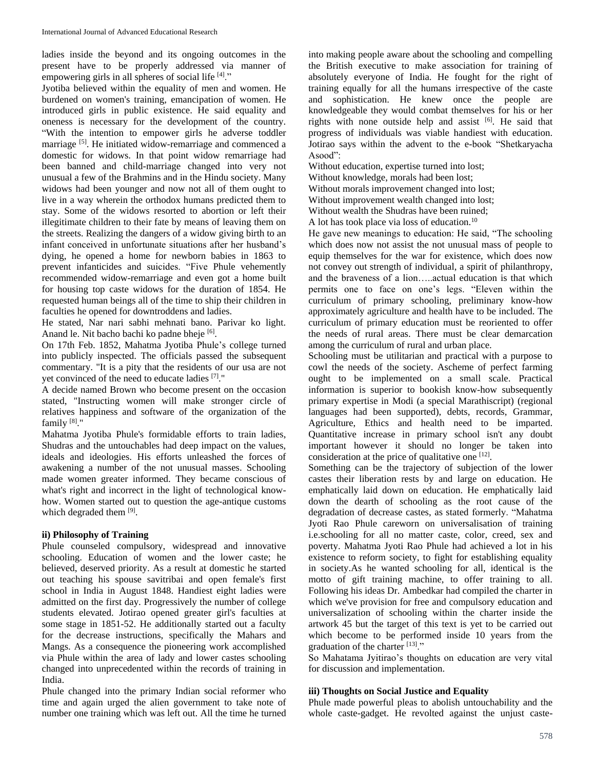ladies inside the beyond and its ongoing outcomes in the present have to be properly addressed via manner of empowering girls in all spheres of social life [4]."

Jyotiba believed within the equality of men and women. He burdened on women's training, emancipation of women. He introduced girls in public existence. He said equality and oneness is necessary for the development of the country. "With the intention to empower girls he adverse toddler marriage [5]. He initiated widow-remarriage and commenced a domestic for widows. In that point widow remarriage had been banned and child-marriage changed into very not unusual a few of the Brahmins and in the Hindu society. Many widows had been younger and now not all of them ought to live in a way wherein the orthodox humans predicted them to stay. Some of the widows resorted to abortion or left their illegitimate children to their fate by means of leaving them on the streets. Realizing the dangers of a widow giving birth to an infant conceived in unfortunate situations after her husband's dying, he opened a home for newborn babies in 1863 to prevent infanticides and suicides. "Five Phule vehemently recommended widow-remarriage and even got a home built for housing top caste widows for the duration of 1854. He requested human beings all of the time to ship their children in faculties he opened for downtroddens and ladies.

He stated, Nar nari sabhi mehnati bano. Parivar ko light. Anand le. Nit bacho bachi ko padne bheje [6].

On 17th Feb. 1852, Mahatma Jyotiba Phule's college turned into publicly inspected. The officials passed the subsequent commentary. "It is a pity that the residents of our usa are not yet convinced of the need to educate ladies [7]."

A decide named Brown who become present on the occasion stated, "Instructing women will make stronger circle of relatives happiness and software of the organization of the family [8]."

Mahatma Jyotiba Phule's formidable efforts to train ladies, Shudras and the untouchables had deep impact on the values, ideals and ideologies. His efforts unleashed the forces of awakening a number of the not unusual masses. Schooling made women greater informed. They became conscious of what's right and incorrect in the light of technological know-how. Women started out to question the age-antique customs which degraded them [9].

**ii) Philosophy of Training**

Phule counseled compulsory, widespread and innovative schooling. Education of women and the lower caste; he believed, deserved priority. As a result at domestic he started out teaching his spouse savitribai and open female's first school in India in August 1848. Handiest eight ladies were admitted on the first day. Progressively the number of college students elevated. Jotirao opened greater girl's faculties at some stage in 1851-52. He additionally started out a faculty for the decrease instructions, specifically the Mahars and Mangs. As a consequence the pioneering work accomplished via Phule within the area of lady and lower castes schooling changed into unprecedented within the records of training in India.

Phule changed into the primary Indian social reformer who time and again urged the alien government to take note of number one training which was left out. All the time he turned into making people aware about the schooling and compelling the British executive to make association for training of absolutely everyone of India. He fought for the right of training equally for all the humans irrespective of the caste and sophistication. He knew once the people are knowledgeable they would combat themselves for his or her rights with none outside help and assist [6]. He said that progress of individuals was viable handiest with education. Jotirao says within the advent to the e-book "Shetkaryacha Asood":

Without education, expertise turned into lost;
Without knowledge, morals had been lost;
Without morals improvement changed into lost;
Without improvement wealth changed into lost;
Without wealth the Shudras have been ruined;
A lot has took place via loss of education.[10]

He gave new meanings to education: He said, "The schooling which does now not assist the not unusual mass of people to equip themselves for the war for existence, which does now not convey out strength of individual, a spirit of philanthropy, and the braveness of a lion…..actual education is that which permits one to face on one's legs. "Eleven within the curriculum of primary schooling, preliminary know-how approximately agriculture and health have to be included. The curriculum of primary education must be reoriented to offer the needs of rural areas. There must be clear demarcation among the curriculum of rural and urban place.

Schooling must be utilitarian and practical with a purpose to cowl the needs of the society. Ascheme of perfect farming ought to be implemented on a small scale. Practical information is superior to bookish know-how subsequently primary expertise in Modi (a special Marathiscript) (regional languages had been supported), debts, records, Grammar, Agriculture, Ethics and health need to be imparted. Quantitative increase in primary school isn't any doubt important however it should no longer be taken into consideration at the price of qualitative one [12].

Something can be the trajectory of subjection of the lower castes their liberation rests by and large on education. He emphatically laid down on education. He emphatically laid down the dearth of schooling as the root cause of the degradation of decrease castes, as stated formerly. "Mahatma Jyoti Rao Phule careworn on universalisation of training i.e.schooling for all no matter caste, color, creed, sex and poverty. Mahatma Jyoti Rao Phule had achieved a lot in his existence to reform society, to fight for establishing equality in society.As he wanted schooling for all, identical is the motto of gift training machine, to offer training to all. Following his ideas Dr. Ambedkar had compiled the charter in which we've provision for free and compulsory education and universalization of schooling within the charter inside the artwork 45 but the target of this text is yet to be carried out which become to be performed inside 10 years from the graduation of the charter [13]."

So Mahatama Jyitirao's thoughts on education are very vital for discussion and implementation.

**iii) Thoughts on Social Justice and Equality**

Phule made powerful pleas to abolish untouchability and the whole caste-gadget. He revolted against the unjust caste-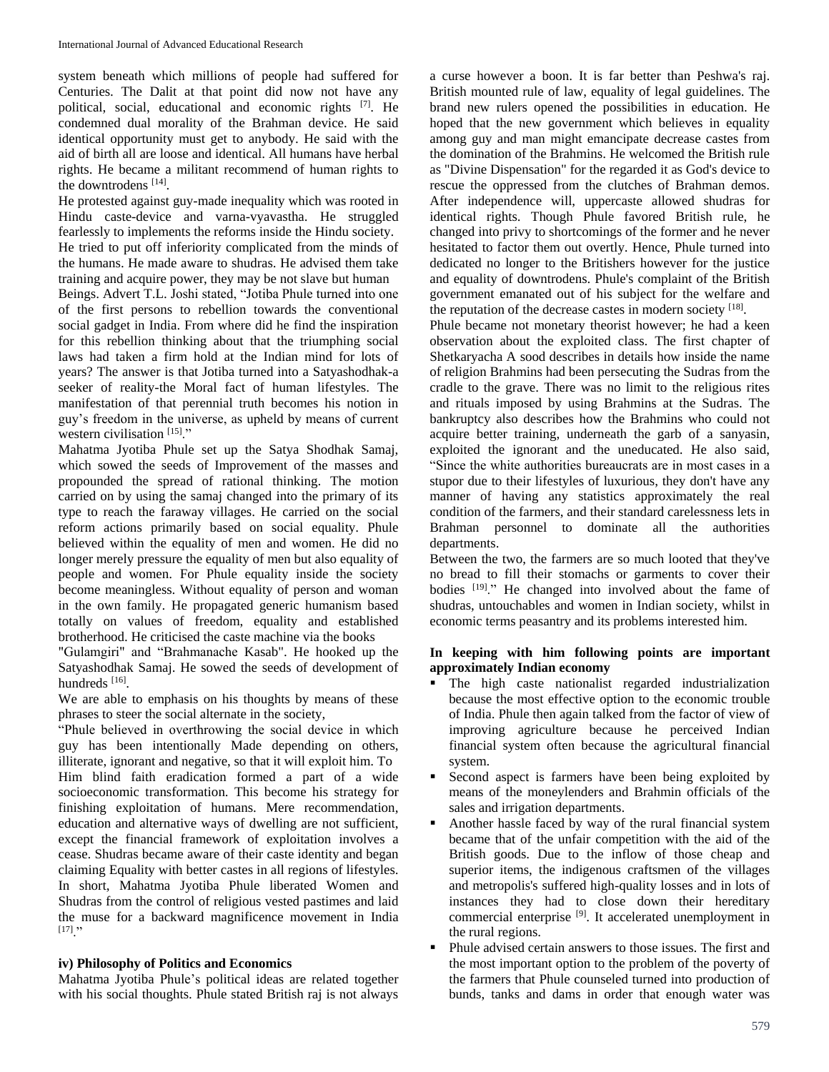system beneath which millions of people had suffered for Centuries. The Dalit at that point did now not have any political, social, educational and economic rights [7]. He condemned dual morality of the Brahman device. He said identical opportunity must get to anybody. He said with the aid of birth all are loose and identical. All humans have herbal rights. He became a militant recommend of human rights to the downtrodens [14].

He protested against guy-made inequality which was rooted in Hindu caste-device and varna-vyavastha. He struggled fearlessly to implements the reforms inside the Hindu society.

He tried to put off inferiority complicated from the minds of the humans. He made aware to shudras. He advised them take training and acquire power, they may be not slave but human Beings. Advert T.L. Joshi stated, "Jotiba Phule turned into one of the first persons to rebellion towards the conventional social gadget in India. From where did he find the inspiration for this rebellion thinking about that the triumphing social laws had taken a firm hold at the Indian mind for lots of years? The answer is that Jotiba turned into a Satyashodhak-a seeker of reality-the Moral fact of human lifestyles. The manifestation of that perennial truth becomes his notion in guy's freedom in the universe, as upheld by means of current western civilisation [15]."

Mahatma Jyotiba Phule set up the Satya Shodhak Samaj, which sowed the seeds of Improvement of the masses and propounded the spread of rational thinking. The motion carried on by using the samaj changed into the primary of its type to reach the faraway villages. He carried on the social reform actions primarily based on social equality. Phule believed within the equality of men and women. He did no longer merely pressure the equality of men but also equality of people and women. For Phule equality inside the society become meaningless. Without equality of person and woman in the own family. He propagated generic humanism based totally on values of freedom, equality and established brotherhood. He criticised the caste machine via the books "Gulamgiri" and "Brahmanache Kasab". He hooked up the Satyashodhak Samaj. He sowed the seeds of development of hundreds [16].

We are able to emphasis on his thoughts by means of these phrases to steer the social alternate in the society,

"Phule believed in overthrowing the social device in which guy has been intentionally Made depending on others, illiterate, ignorant and negative, so that it will exploit him. To Him blind faith eradication formed a part of a wide socioeconomic transformation. This become his strategy for finishing exploitation of humans. Mere recommendation, education and alternative ways of dwelling are not sufficient, except the financial framework of exploitation involves a cease. Shudras became aware of their caste identity and began claiming Equality with better castes in all regions of lifestyles. In short, Mahatma Jyotiba Phule liberated Women and Shudras from the control of religious vested pastimes and laid the muse for a backward magnificence movement in India [17]."

### iv) Philosophy of Politics and Economics

Mahatma Jyotiba Phule's political ideas are related together with his social thoughts. Phule stated British raj is not always a curse however a boon. It is far better than Peshwa's raj. British mounted rule of law, equality of legal guidelines. The brand new rulers opened the possibilities in education. He hoped that the new government which believes in equality among guy and man might emancipate decrease castes from the domination of the Brahmins. He welcomed the British rule as "Divine Dispensation" for the regarded it as God's device to rescue the oppressed from the clutches of Brahman demos. After independence will, uppercaste allowed shudras for identical rights. Though Phule favored British rule, he changed into privy to shortcomings of the former and he never hesitated to factor them out overtly. Hence, Phule turned into dedicated no longer to the Britishers however for the justice and equality of downtrodens. Phule's complaint of the British government emanated out of his subject for the welfare and the reputation of the decrease castes in modern society [18].

Phule became not monetary theorist however; he had a keen observation about the exploited class. The first chapter of Shetkaryacha A sood describes in details how inside the name of religion Brahmins had been persecuting the Sudras from the cradle to the grave. There was no limit to the religious rites and rituals imposed by using Brahmins at the Sudras. The bankruptcy also describes how the Brahmins who could not acquire better training, underneath the garb of a sanyasin, exploited the ignorant and the uneducated. He also said, "Since the white authorities bureaucrats are in most cases in a stupor due to their lifestyles of luxurious, they don't have any manner of having any statistics approximately the real condition of the farmers, and their standard carelessness lets in Brahman personnel to dominate all the authorities departments.

Between the two, the farmers are so much looted that they've no bread to fill their stomachs or garments to cover their bodies [19]." He changed into involved about the fame of shudras, untouchables and women in Indian society, whilst in economic terms peasantry and its problems interested him.

**In keeping with him following points are important approximately Indian economy**

- The high caste nationalist regarded industrialization because the most effective option to the economic trouble of India. Phule then again talked from the factor of view of improving agriculture because he perceived Indian financial system often because the agricultural financial system.
- Second aspect is farmers have been being exploited by means of the moneylenders and Brahmin officials of the sales and irrigation departments.
- Another hassle faced by way of the rural financial system became that of the unfair competition with the aid of the British goods. Due to the inflow of those cheap and superior items, the indigenous craftsmen of the villages and metropolis's suffered high-quality losses and in lots of instances they had to close down their hereditary commercial enterprise [9]. It accelerated unemployment in the rural regions.
- Phule advised certain answers to those issues. The first and the most important option to the problem of the poverty of the farmers that Phule counseled turned into production of bunds, tanks and dams in order that enough water was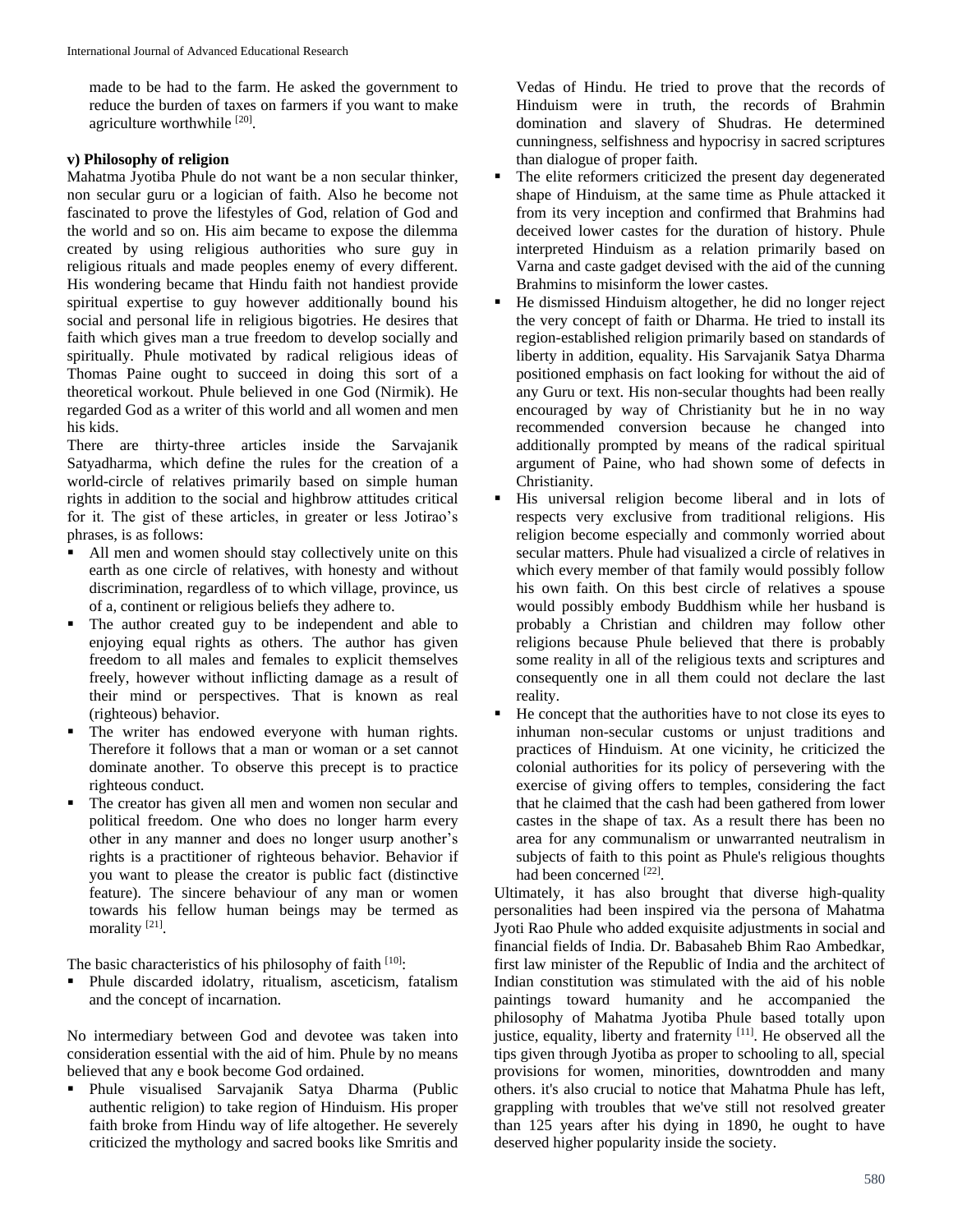made to be had to the farm. He asked the government to reduce the burden of taxes on farmers if you want to make agriculture worthwhile [20].

**v) Philosophy of religion**

Mahatma Jyotiba Phule do not want be a non secular thinker, non secular guru or a logician of faith. Also he become not fascinated to prove the lifestyles of God, relation of God and the world and so on. His aim became to expose the dilemma created by using religious authorities who sure guy in religious rituals and made peoples enemy of every different. His wondering became that Hindu faith not handiest provide spiritual expertise to guy however additionally bound his social and personal life in religious bigotries. He desires that faith which gives man a true freedom to develop socially and spiritually. Phule motivated by radical religious ideas of Thomas Paine ought to succeed in doing this sort of a theoretical workout. Phule believed in one God (Nirmik). He regarded God as a writer of this world and all women and men his kids.

There are thirty-three articles inside the Sarvajanik Satyadharma, which define the rules for the creation of a world-circle of relatives primarily based on simple human rights in addition to the social and highbrow attitudes critical for it. The gist of these articles, in greater or less Jotirao's phrases, is as follows:

- All men and women should stay collectively unite on this earth as one circle of relatives, with honesty and without discrimination, regardless of to which village, province, us of a, continent or religious beliefs they adhere to.
- The author created guy to be independent and able to enjoying equal rights as others. The author has given freedom to all males and females to explicit themselves freely, however without inflicting damage as a result of their mind or perspectives. That is known as real (righteous) behavior.
- The writer has endowed everyone with human rights. Therefore it follows that a man or woman or a set cannot dominate another. To observe this precept is to practice righteous conduct.
- The creator has given all men and women non secular and political freedom. One who does no longer harm every other in any manner and does no longer usurp another's rights is a practitioner of righteous behavior. Behavior if you want to please the creator is public fact (distinctive feature). The sincere behaviour of any man or women towards his fellow human beings may be termed as morality [21].

The basic characteristics of his philosophy of faith [10]:

- Phule discarded idolatry, ritualism, asceticism, fatalism and the concept of incarnation.

No intermediary between God and devotee was taken into consideration essential with the aid of him. Phule by no means believed that any e book become God ordained.

- Phule visualised Sarvajanik Satya Dharma (Public authentic religion) to take region of Hinduism. His proper faith broke from Hindu way of life altogether. He severely criticized the mythology and sacred books like Smritis and Vedas of Hindu. He tried to prove that the records of Hinduism were in truth, the records of Brahmin domination and slavery of Shudras. He determined cunningness, selfishness and hypocrisy in sacred scriptures than dialogue of proper faith.
- The elite reformers criticized the present day degenerated shape of Hinduism, at the same time as Phule attacked it from its very inception and confirmed that Brahmins had deceived lower castes for the duration of history. Phule interpreted Hinduism as a relation primarily based on Varna and caste gadget devised with the aid of the cunning Brahmins to misinform the lower castes.
- He dismissed Hinduism altogether, he did no longer reject the very concept of faith or Dharma. He tried to install its region-established religion primarily based on standards of liberty in addition, equality. His Sarvajanik Satya Dharma positioned emphasis on fact looking for without the aid of any Guru or text. His non-secular thoughts had been really encouraged by way of Christianity but he in no way recommended conversion because he changed into additionally prompted by means of the radical spiritual argument of Paine, who had shown some of defects in Christianity.
- His universal religion become liberal and in lots of respects very exclusive from traditional religions. His religion become especially and commonly worried about secular matters. Phule had visualized a circle of relatives in which every member of that family would possibly follow his own faith. On this best circle of relatives a spouse would possibly embody Buddhism while her husband is probably a Christian and children may follow other religions because Phule believed that there is probably some reality in all of the religious texts and scriptures and consequently one in all them could not declare the last reality.
- He concept that the authorities have to not close its eyes to inhuman non-secular customs or unjust traditions and practices of Hinduism. At one vicinity, he criticized the colonial authorities for its policy of persevering with the exercise of giving offers to temples, considering the fact that he claimed that the cash had been gathered from lower castes in the shape of tax. As a result there has been no area for any communalism or unwarranted neutralism in subjects of faith to this point as Phule's religious thoughts had been concerned [22].

Ultimately, it has also brought that diverse high-quality personalities had been inspired via the persona of Mahatma Jyoti Rao Phule who added exquisite adjustments in social and financial fields of India. Dr. Babasaheb Bhim Rao Ambedkar, first law minister of the Republic of India and the architect of Indian constitution was stimulated with the aid of his noble paintings toward humanity and he accompanied the philosophy of Mahatma Jyotiba Phule based totally upon justice, equality, liberty and fraternity [11]. He observed all the tips given through Jyotiba as proper to schooling to all, special provisions for women, minorities, downtrodden and many others. it's also crucial to notice that Mahatma Phule has left, grappling with troubles that we've still not resolved greater than 125 years after his dying in 1890, he ought to have deserved higher popularity inside the society.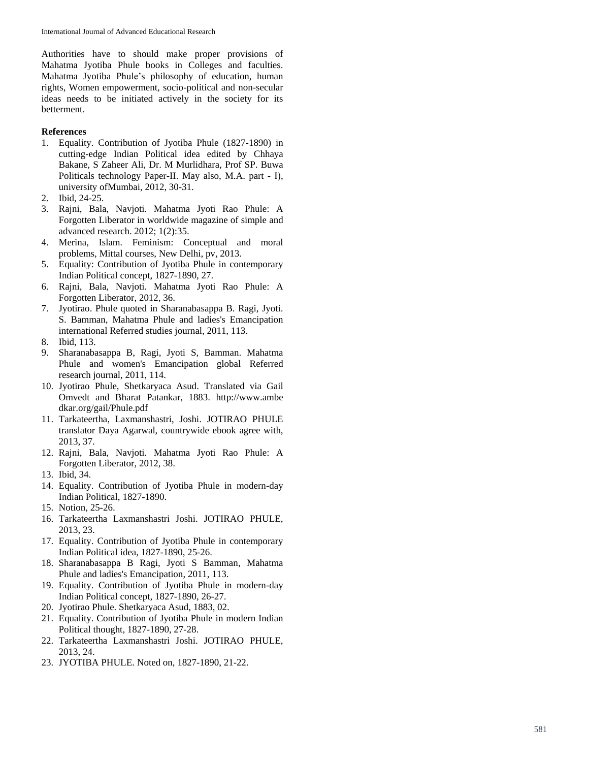Authorities have to should make proper provisions of Mahatma Jyotiba Phule books in Colleges and faculties. Mahatma Jyotiba Phule's philosophy of education, human rights, Women empowerment, socio-political and non-secular ideas needs to be initiated actively in the society for its betterment.

## References

1. Equality. Contribution of Jyotiba Phule (1827-1890) in cutting-edge Indian Political idea edited by Chhaya Bakane, S Zaheer Ali, Dr. M Murlidhara, Prof SP. Buwa Politicals technology Paper-II. May also, M.A. part - I), university ofMumbai, 2012, 30-31.
2. Ibid, 24-25.
3. Rajni, Bala, Navjoti. Mahatma Jyoti Rao Phule: A Forgotten Liberator in worldwide magazine of simple and advanced research. 2012; 1(2):35.
4. Merina, Islam. Feminism: Conceptual and moral problems, Mittal courses, New Delhi, pv, 2013.
5. Equality: Contribution of Jyotiba Phule in contemporary Indian Political concept, 1827-1890, 27.
6. Rajni, Bala, Navjoti. Mahatma Jyoti Rao Phule: A Forgotten Liberator, 2012, 36.
7. Jyotirao. Phule quoted in Sharanabasappa B. Ragi, Jyoti. S. Bamman, Mahatma Phule and ladies's Emancipation international Referred studies journal, 2011, 113.
8. Ibid, 113.
9. Sharanabasappa B, Ragi, Jyoti S, Bamman. Mahatma Phule and women's Emancipation global Referred research journal, 2011, 114.
10. Jyotirao Phule, Shetkaryaca Asud. Translated via Gail Omvedt and Bharat Patankar, 1883. http://www.ambedkar.org/gail/Phule.pdf
11. Tarkateertha, Laxmanshastri, Joshi. JOTIRAO PHULE translator Daya Agarwal, countrywide ebook agree with, 2013, 37.
12. Rajni, Bala, Navjoti. Mahatma Jyoti Rao Phule: A Forgotten Liberator, 2012, 38.
13. Ibid, 34.
14. Equality. Contribution of Jyotiba Phule in modern-day Indian Political, 1827-1890.
15. Notion, 25-26.
16. Tarkateertha Laxmanshastri Joshi. JOTIRAO PHULE, 2013, 23.
17. Equality. Contribution of Jyotiba Phule in contemporary Indian Political idea, 1827-1890, 25-26.
18. Sharanabasappa B Ragi, Jyoti S Bamman, Mahatma Phule and ladies's Emancipation, 2011, 113.
19. Equality. Contribution of Jyotiba Phule in modern-day Indian Political concept, 1827-1890, 26-27.
20. Jyotirao Phule. Shetkaryaca Asud, 1883, 02.
21. Equality. Contribution of Jyotiba Phule in modern Indian Political thought, 1827-1890, 27-28.
22. Tarkateertha Laxmanshastri Joshi. JOTIRAO PHULE, 2013, 24.
23. JYOTIBA PHULE. Noted on, 1827-1890, 21-22.